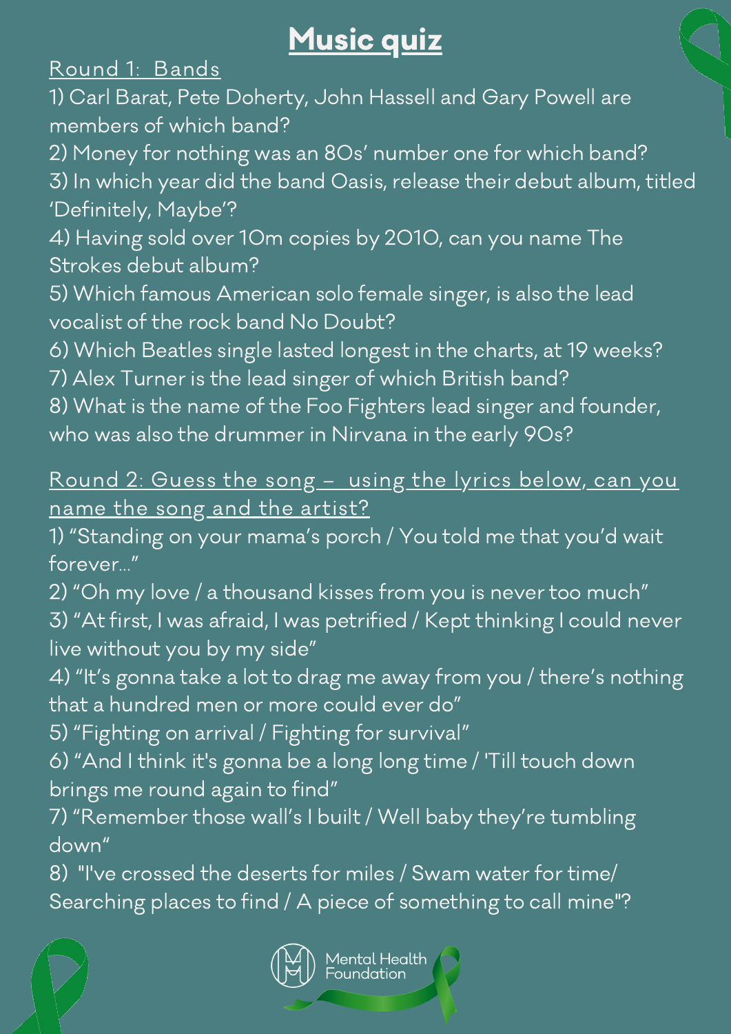# Music quiz

## Round 1: Bands

1) Carl Barat, Pete Doherty, John Hassell and Gary Powell are members of which band?
2) Money for nothing was an 80s' number one for which band?
3) In which year did the band Oasis, release their debut album, titled 'Definitely, Maybe'?
4) Having sold over 10m copies by 2010, can you name The Strokes debut album?
5) Which famous American solo female singer, is also the lead vocalist of the rock band No Doubt?
6) Which Beatles single lasted longest in the charts, at 19 weeks?
7) Alex Turner is the lead singer of which British band?
8) What is the name of the Foo Fighters lead singer and founder, who was also the drummer in Nirvana in the early 90s?

## Round 2: Guess the song – using the lyrics below, can you name the song and the artist?

1) "Standing on your mama's porch / You told me that you'd wait forever..."
2) "Oh my love / a thousand kisses from you is never too much"
3) "At first, I was afraid, I was petrified / Kept thinking I could never live without you by my side"
4) "It's gonna take a lot to drag me away from you / there's nothing that a hundred men or more could ever do"
5) "Fighting on arrival / Fighting for survival"
6) "And I think it's gonna be a long long time / 'Till touch down brings me round again to find"
7) "Remember those wall's I built / Well baby they're tumbling down"
8) "I've crossed the deserts for miles / Swam water for time/ Searching places to find / A piece of something to call mine"?

Mental Health Foundation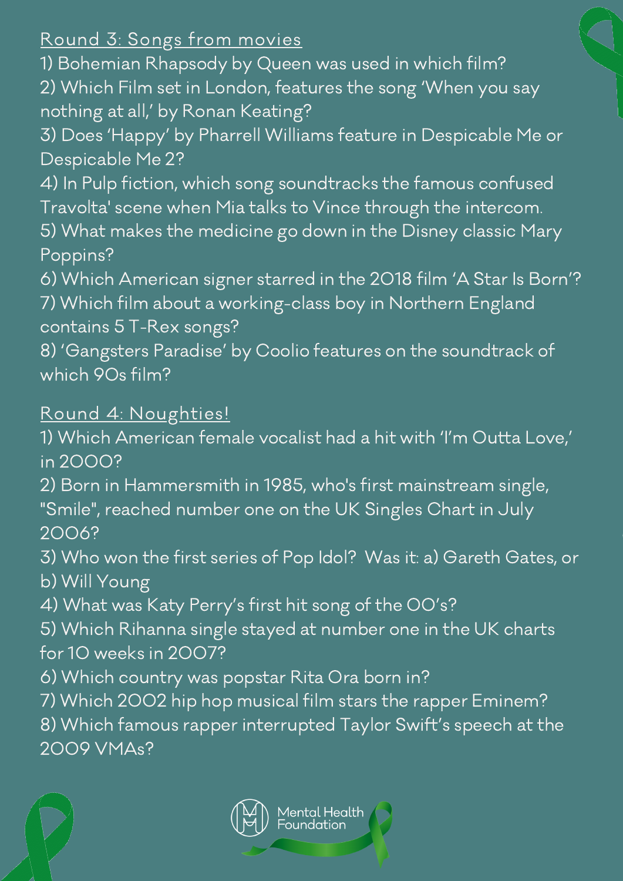## Round 3: Songs from movies

1) Bohemian Rhapsody by Queen was used in which film?
2) Which Film set in London, features the song 'When you say nothing at all,' by Ronan Keating?
3) Does 'Happy' by Pharrell Williams feature in Despicable Me or Despicable Me 2?
4) In Pulp fiction, which song soundtracks the famous confused Travolta' scene when Mia talks to Vince through the intercom.
5) What makes the medicine go down in the Disney classic Mary Poppins?
6) Which American signer starred in the 2018 film 'A Star Is Born'?
7) Which film about a working-class boy in Northern England contains 5 T-Rex songs?
8) 'Gangsters Paradise' by Coolio features on the soundtrack of which 90s film?

## Round 4: Noughties!

1) Which American female vocalist had a hit with 'I'm Outta Love,' in 2000?
2) Born in Hammersmith in 1985, who's first mainstream single, "Smile", reached number one on the UK Singles Chart in July 2006?
3) Who won the first series of Pop Idol? Was it: a) Gareth Gates, or b) Will Young
4) What was Katy Perry's first hit song of the 00's?
5) Which Rihanna single stayed at number one in the UK charts for 10 weeks in 2007?
6) Which country was popstar Rita Ora born in?
7) Which 2002 hip hop musical film stars the rapper Eminem?
8) Which famous rapper interrupted Taylor Swift's speech at the 2009 VMAs?

Mental Health Foundation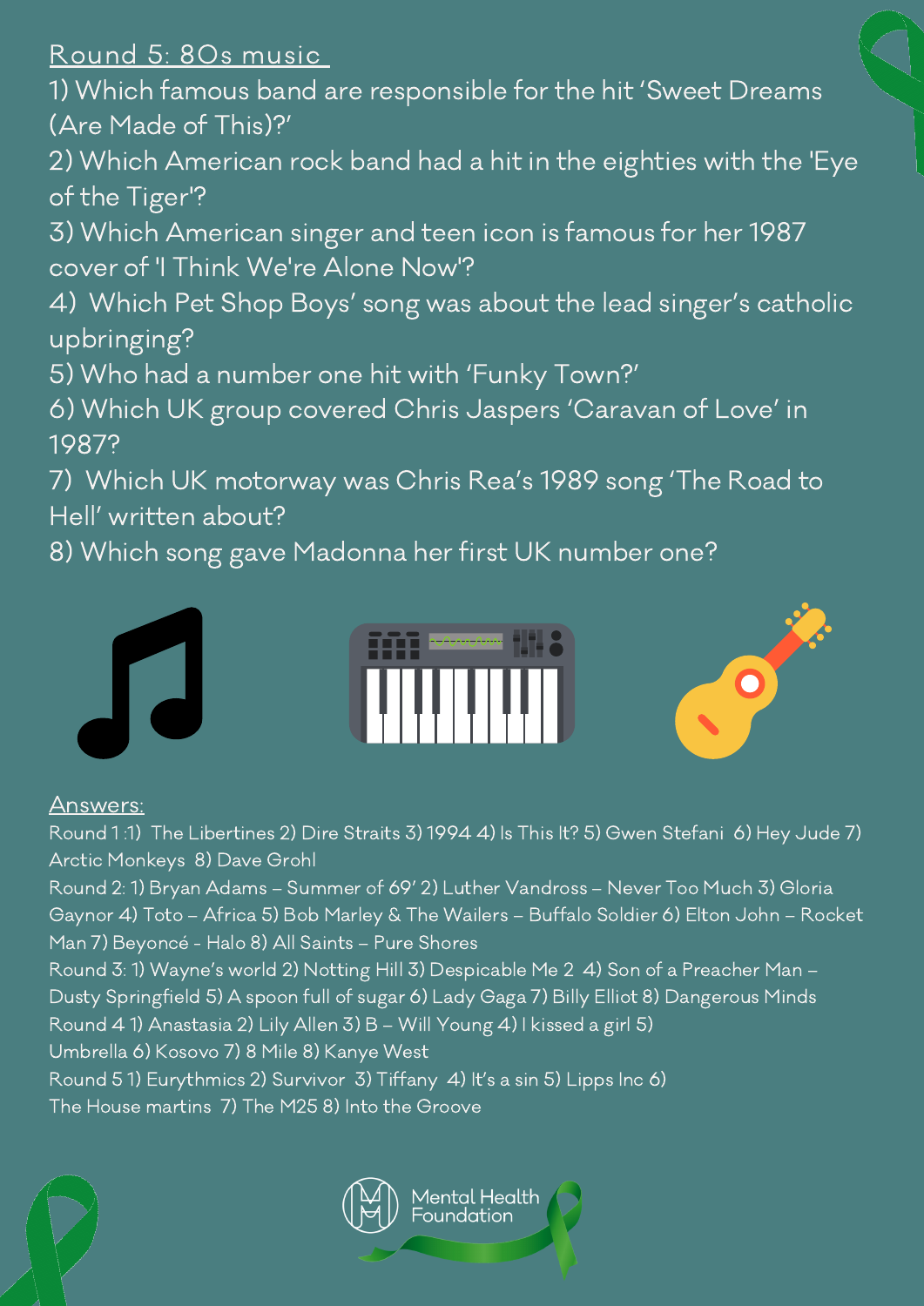## Round 5: 80s music

1) Which famous band are responsible for the hit 'Sweet Dreams (Are Made of This)?'
2) Which American rock band had a hit in the eighties with the 'Eye of the Tiger'?
3) Which American singer and teen icon is famous for her 1987 cover of 'I Think We're Alone Now'?
4) Which Pet Shop Boys' song was about the lead singer's catholic upbringing?
5) Who had a number one hit with 'Funky Town?'
6) Which UK group covered Chris Jaspers 'Caravan of Love' in 1987?
7) Which UK motorway was Chris Rea's 1989 song 'The Road to Hell' written about?
8) Which song gave Madonna her first UK number one?

## Answers:

Round 1 :1) The Libertines 2) Dire Straits 3) 1994 4) Is This It? 5) Gwen Stefani 6) Hey Jude 7) Arctic Monkeys 8) Dave Grohl

Round 2: 1) Bryan Adams – Summer of 69' 2) Luther Vandross – Never Too Much 3) Gloria Gaynor 4) Toto – Africa 5) Bob Marley & The Wailers – Buffalo Soldier 6) Elton John – Rocket Man 7) Beyoncé - Halo 8) All Saints – Pure Shores

Round 3: 1) Wayne's world 2) Notting Hill 3) Despicable Me 2 4) Son of a Preacher Man – Dusty Springfield 5) A spoon full of sugar 6) Lady Gaga 7) Billy Elliot 8) Dangerous Minds

Round 4 1) Anastasia 2) Lily Allen 3) B – Will Young 4) I kissed a girl 5) Umbrella 6) Kosovo 7) 8 Mile 8) Kanye West

Round 5 1) Eurythmics 2) Survivor 3) Tiffany 4) It's a sin 5) Lipps Inc 6) The House martins 7) The M25 8) Into the Groove

Mental Health Foundation